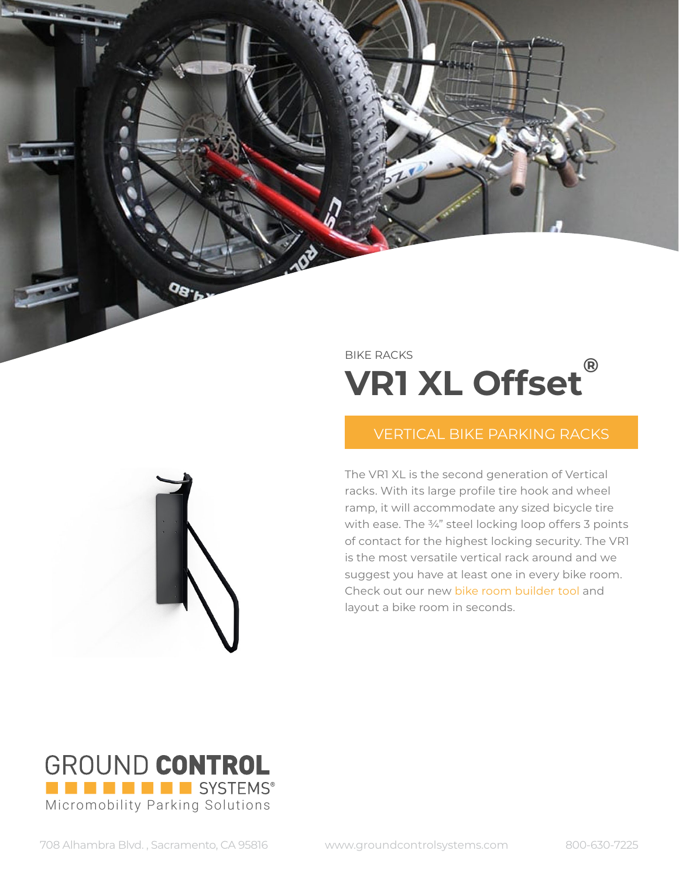BIKE RACKS

# VR1 XL Offset®

## VERTICAL BIKE PARKING RACKS

The VR1 XL is the second generation of Vertical racks. With its large profile tire hook and wheel ramp, it will accommodate any sized bicycle tire with ease. The ¾" steel locking loop offers 3 points of contact for the highest locking security. The VR1 is the most versatile vertical rack around and we suggest you have at least one in every bike room. Check out our new bike room builder tool and layout a bike room in seconds.

GROUND **CONTROL** SYSTEMS®
Micromobility Parking Solutions

708 Alhambra Blvd. , Sacramento, CA 95816 www.groundcontrolsystems.com 800-630-7225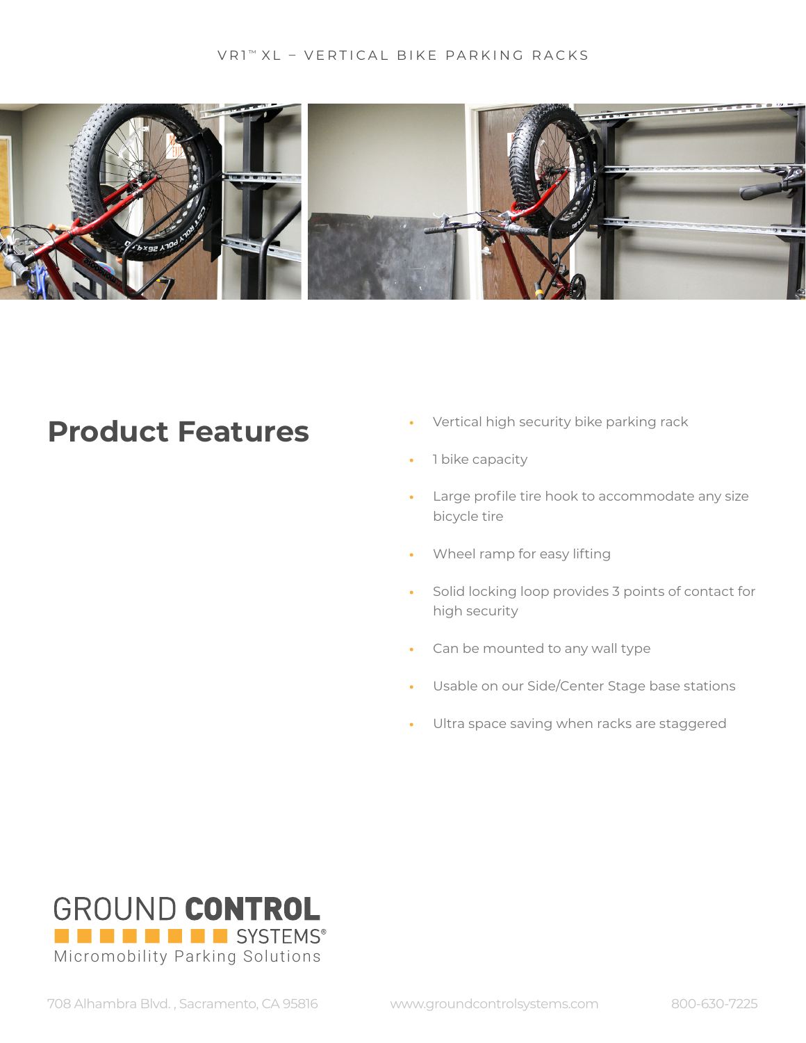VR1™ XL – VERTICAL BIKE PARKING RACKS

## Product Features

- Vertical high security bike parking rack
- 1 bike capacity
- Large profile tire hook to accommodate any size bicycle tire
- Wheel ramp for easy lifting
- Solid locking loop provides 3 points of contact for high security
- Can be mounted to any wall type
- Usable on our Side/Center Stage base stations
- Ultra space saving when racks are staggered

GROUND CONTROL SYSTEMS®
Micromobility Parking Solutions

708 Alhambra Blvd. , Sacramento, CA 95816 www.groundcontrolsystems.com 800-630-7225